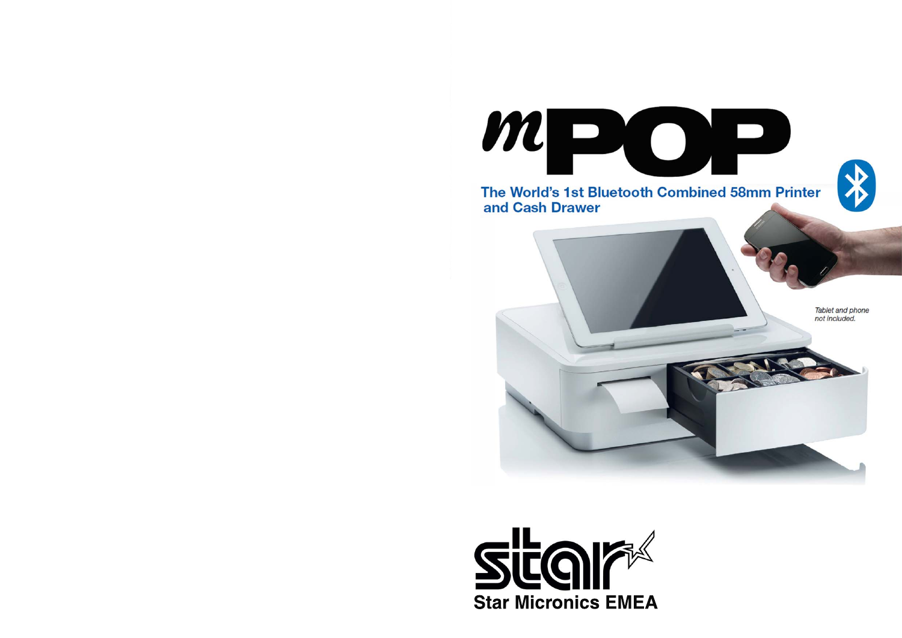# mPOP

## The World's 1st Bluetooth Combined 58mm Printer and Cash Drawer

*Tablet and phone not included.*

**Star Micronics EMEA**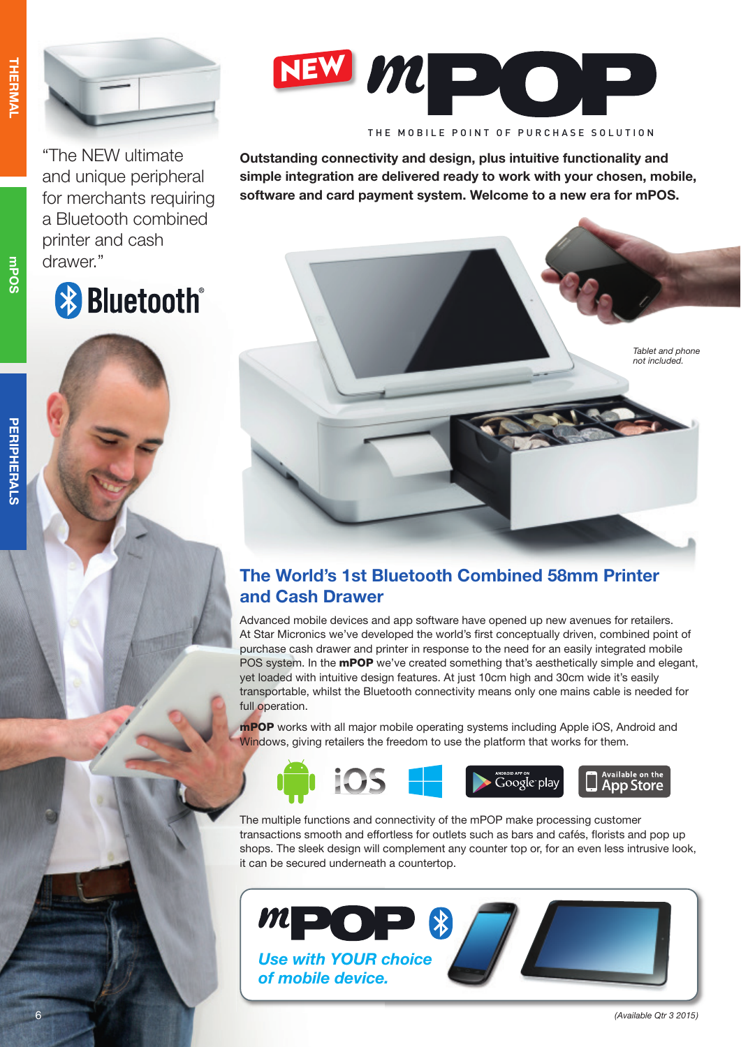# NEW mPOP

THE MOBILE POINT OF PURCHASE SOLUTION

"The NEW ultimate and unique peripheral for merchants requiring a Bluetooth combined printer and cash drawer."

**Outstanding connectivity and design, plus intuitive functionality and simple integration are delivered ready to work with your chosen, mobile, software and card payment system. Welcome to a new era for mPOS.**

*Tablet and phone not included.*

## The World's 1st Bluetooth Combined 58mm Printer and Cash Drawer

Advanced mobile devices and app software have opened up new avenues for retailers. At Star Micronics we've developed the world's first conceptually driven, combined point of purchase cash drawer and printer in response to the need for an easily integrated mobile POS system. In the **mPOP** we've created something that's aesthetically simple and elegant, yet loaded with intuitive design features. At just 10cm high and 30cm wide it's easily transportable, whilst the Bluetooth connectivity means only one mains cable is needed for full operation.

**mPOP** works with all major mobile operating systems including Apple iOS, Android and Windows, giving retailers the freedom to use the platform that works for them.

The multiple functions and connectivity of the mPOP make processing customer transactions smooth and effortless for outlets such as bars and cafés, florists and pop up shops. The sleek design will complement any counter top or, for an even less intrusive look, it can be secured underneath a countertop.

**mPOP** *Use with YOUR choice of mobile device.*

*(Available Qtr 3 2015)*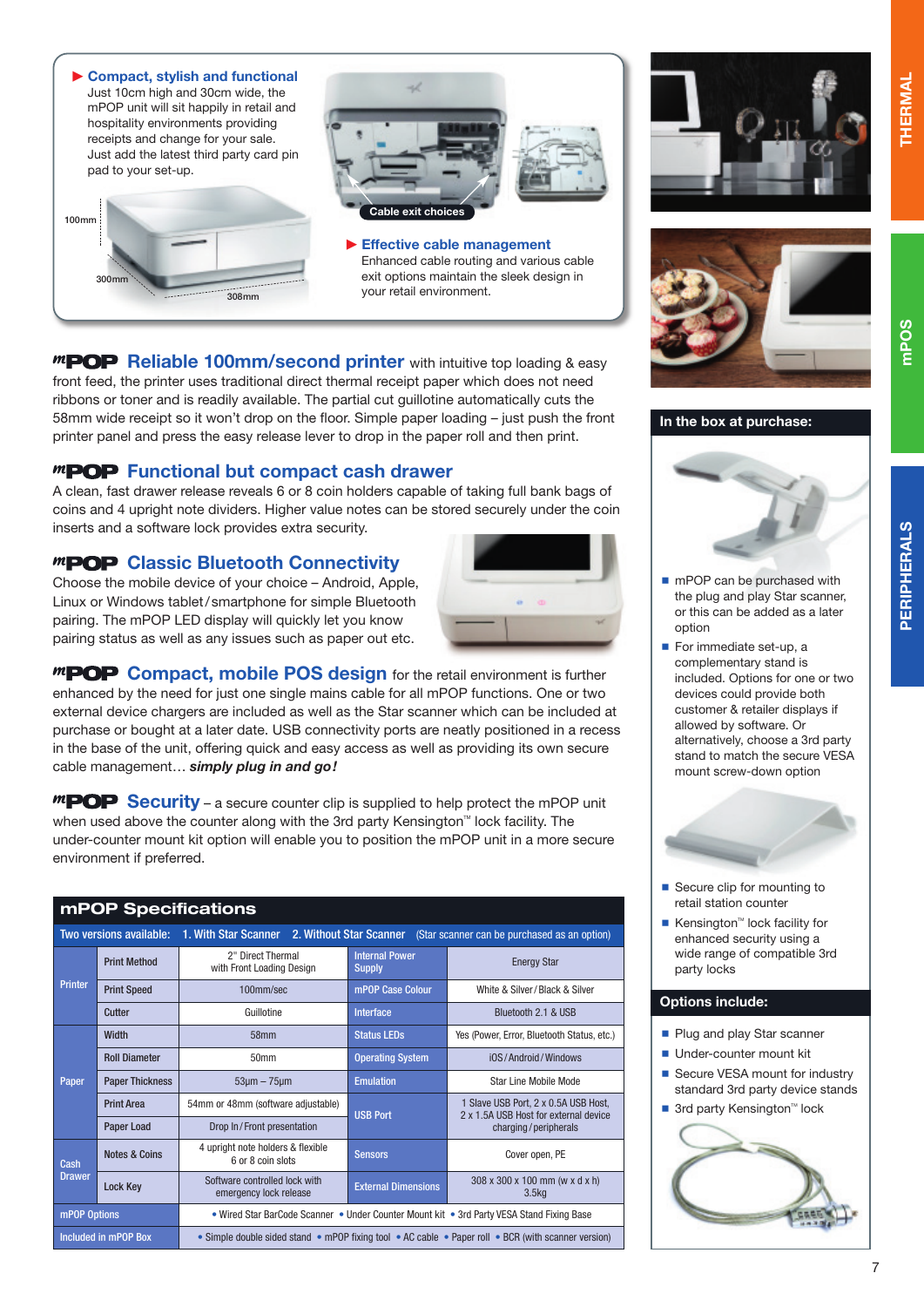**Compact, stylish and functional**
Just 10cm high and 30cm wide, the mPOP unit will sit happily in retail and hospitality environments providing receipts and change for your sale. Just add the latest third party card pin pad to your set-up.

100mm
300mm
308mm

Cable exit choices

**Effective cable management**
Enhanced cable routing and various cable exit options maintain the sleek design in your retail environment.

## mPOP Reliable 100mm/second printer

**Reliable 100mm/second printer** with intuitive top loading & easy front feed, the printer uses traditional direct thermal receipt paper which does not need ribbons or toner and is readily available. The partial cut guillotine automatically cuts the 58mm wide receipt so it won't drop on the floor. Simple paper loading – just push the front printer panel and press the easy release lever to drop in the paper roll and then print.

## mPOP Functional but compact cash drawer

A clean, fast drawer release reveals 6 or 8 coin holders capable of taking full bank bags of coins and 4 upright note dividers. Higher value notes can be stored securely under the coin inserts and a software lock provides extra security.

## mPOP Classic Bluetooth Connectivity

Choose the mobile device of your choice – Android, Apple, Linux or Windows tablet/smartphone for simple Bluetooth pairing. The mPOP LED display will quickly let you know pairing status as well as any issues such as paper out etc.

## mPOP Compact, mobile POS design

**Compact, mobile POS design** for the retail environment is further enhanced by the need for just one single mains cable for all mPOP functions. One or two external device chargers are included as well as the Star scanner which can be included at purchase or bought at a later date. USB connectivity ports are neatly positioned in a recess in the base of the unit, offering quick and easy access as well as providing its own secure cable management… ***simply plug in and go!***

## mPOP Security

**Security** – a secure counter clip is supplied to help protect the mPOP unit when used above the counter along with the 3rd party Kensington™ lock facility. The under-counter mount kit option will enable you to position the mPOP unit in a more secure environment if preferred.

## mPOP Specifications

Two versions available: 1. With Star Scanner 2. Without Star Scanner (Star scanner can be purchased as an option)

| | | | | |
|---|---|---|---|---|
| Printer | Print Method | 2" Direct Thermal with Front Loading Design | Internal Power Supply | Energy Star |
| | Print Speed | 100mm/sec | mPOP Case Colour | White & Silver/Black & Silver |
| | Cutter | Guillotine | Interface | Bluetooth 2.1 & USB |
| Paper | Width | 58mm | Status LEDs | Yes (Power, Error, Bluetooth Status, etc.) |
| | Roll Diameter | 50mm | Operating System | iOS/Android/Windows |
| | Paper Thickness | 53µm – 75µm | Emulation | Star Line Mobile Mode |
| | Print Area | 54mm or 48mm (software adjustable) | USB Port | 1 Slave USB Port, 2 x 0.5A USB Host, 2 x 1.5A USB Host for external device charging/peripherals |
| | Paper Load | Drop In/Front presentation | | |
| Cash Drawer | Notes & Coins | 4 upright note holders & flexible 6 or 8 coin slots | Sensors | Cover open, PE |
| | Lock Key | Software controlled lock with emergency lock release | External Dimensions | 308 x 300 x 100 mm (w x d x h) 3.5kg |
| mPOP Options | • Wired Star BarCode Scanner • Under Counter Mount kit • 3rd Party VESA Stand Fixing Base | | | |
| Included in mPOP Box | • Simple double sided stand • mPOP fixing tool • AC cable • Paper roll • BCR (with scanner version) | | | |

### In the box at purchase:

- mPOP can be purchased with the plug and play Star scanner, or this can be added as a later option
- For immediate set-up, a complementary stand is included. Options for one or two devices could provide both customer & retailer displays if allowed by software. Or alternatively, choose a 3rd party stand to match the secure VESA mount screw-down option
- Secure clip for mounting to retail station counter
- Kensington™ lock facility for enhanced security using a wide range of compatible 3rd party locks

### Options include:

- Plug and play Star scanner
- Under-counter mount kit
- Secure VESA mount for industry standard 3rd party device stands
- 3rd party Kensington™ lock

THERMAL
mPOS
PERIPHERALS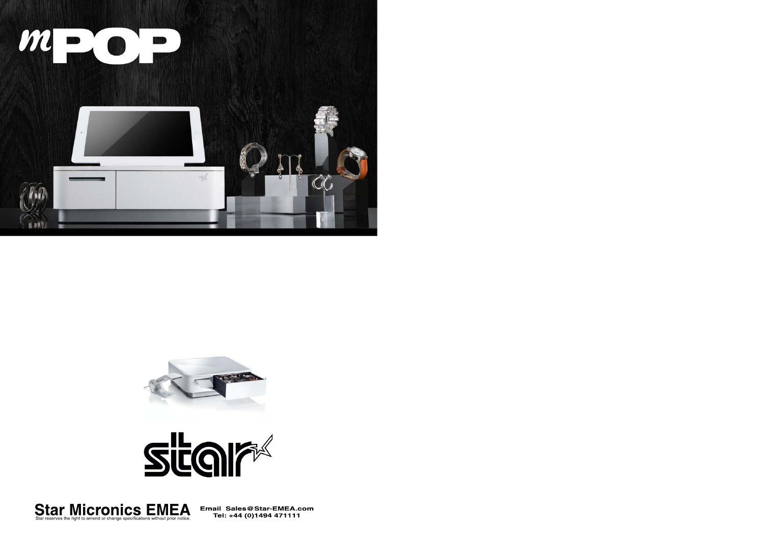# mPOP

**Star Micronics EMEA**

Star reserves the right to amend or change specifications without prior notice.

Email Sales@Star-EMEA.com

Tel: +44 (0)1494 471111